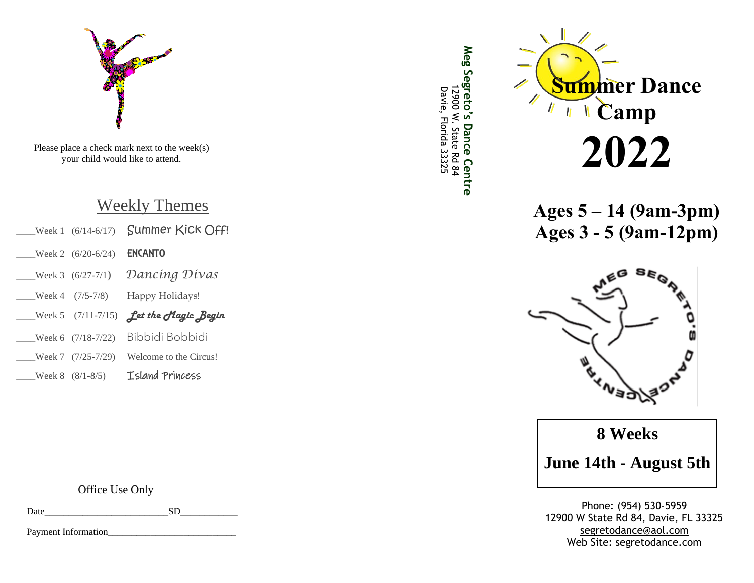Please place a check mark next to the week(s) your child would like to attend.

## Weekly Themes

____Week 1 (6/14-6/17) Summer Kick Off!

____Week 2 (6/20-6/24) **ENCANTO**

____Week 3 (6/27-7/1) *Dancing Divas*

____Week 4 (7/5-7/8) Happy Holidays!

____Week 5 (7/11-7/15) ***Let the Magic Begin***

____Week 6 (7/18-7/22) Bibbidi Bobbidi

____Week 7 (7/25-7/29) Welcome to the Circus!

____Week 8 (8/1-8/5) Island Princess

Office Use Only

Date__________________________SD____________

Payment Information___________________________

**Meg Segreto's Dance Centre**
12900 W. State Rd 84
Davie, Florida 33325

# Summer Dance Camp

# 2022

## Ages 5 – 14 (9am-3pm)
## Ages 3 - 5 (9am-12pm)

MEG SEGRETO'S DANCE CENTRE

**8 Weeks**

**June 14th - August 5th**

Phone: (954) 530-5959
12900 W State Rd 84, Davie, FL 33325
segretodance@aol.com
Web Site: segretodance.com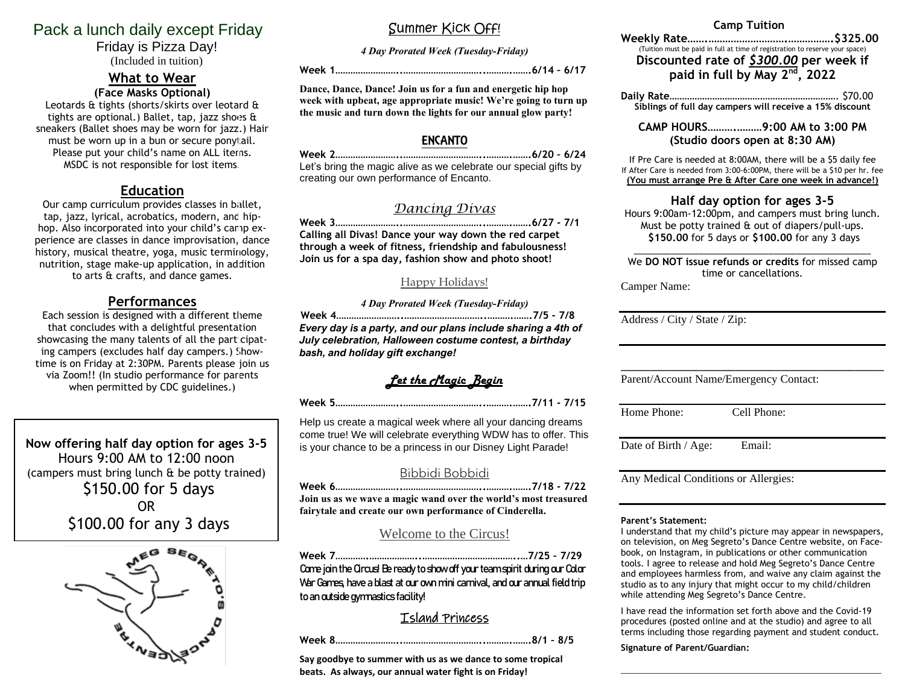# Pack a lunch daily except Friday

Friday is Pizza Day!

(Included in tuition)

## What to Wear

**(Face Masks Optional)**

Leotards & tights (shorts/skirts over leotard & tights are optional.) Ballet, tap, jazz shoes & sneakers (Ballet shoes may be worn for jazz.) Hair must be worn up in a bun or secure ponytail. Please put your child's name on ALL items. MSDC is not responsible for lost items.

## Education

Our camp curriculum provides classes in ballet, tap, jazz, lyrical, acrobatics, modern, and hip-hop. Also incorporated into your child's camp experience are classes in dance improvisation, dance history, musical theatre, yoga, music terminology, nutrition, stage make-up application, in addition to arts & crafts, and dance games.

## Performances

Each session is designed with a different theme that concludes with a delightful presentation showcasing the many talents of all the participating campers (excludes half day campers.) Showtime is on Friday at 2:30PM. Parents please join us via Zoom!! (In studio performance for parents when permitted by CDC guidelines.)

**Now offering half day option for ages 3-5**

Hours 9:00 AM to 12:00 noon

(campers must bring lunch & be potty trained)

$150.00 for 5 days

OR

$100.00 for any 3 days

MEG SEGRETO'S DANCE CENTRE

## Summer Kick Off!

*4 Day Prorated Week (Tuesday-Friday)*

**Week 1........................................................6/14 – 6/17**

**Dance, Dance, Dance! Join us for a fun and energetic hip hop week with upbeat, age appropriate music! We're going to turn up the music and turn down the lights for our annual glow party!**

## ENCANTO

**Week 2........................................................6/20 – 6/24**

Let's bring the magic alive as we celebrate our special gifts by creating our own performance of Encanto.

## *Dancing Divas*

**Week 3........................................................6/27 – 7/1**

**Calling all Divas! Dance your way down the red carpet through a week of fitness, friendship and fabulousness! Join us for a spa day, fashion show and photo shoot!**

## Happy Holidays!

*4 Day Prorated Week (Tuesday-Friday)*

**Week 4........................................................7/5 – 7/8**

***Every day is a party, and our plans include sharing a 4th of July celebration, Halloween costume contest, a birthday bash, and holiday gift exchange!***

## *Let the Magic Begin*

**Week 5........................................................7/11 – 7/15**

Help us create a magical week where all your dancing dreams come true! We will celebrate everything WDW has to offer. This is your chance to be a princess in our Disney Light Parade!

## Bibbidi Bobbidi

**Week 6........................................................7/18 – 7/22**

**Join us as we wave a magic wand over the world's most treasured fairytale and create our own performance of Cinderella.**

## Welcome to the Circus!

**Week 7........................................................7/25 – 7/29**

**Come join the Circus! Be ready to show off your team spirit during our Color War Games, have a blast at our own mini carnival, and our annual field trip to an outside gymnastics facility!**

## Island Princess

**Week 8........................................................8/1 – 8/5**

**Say goodbye to summer with us as we dance to some tropical beats. As always, our annual water fight is on Friday!**

## Camp Tuition

**Weekly Rate........................................................$325.00**

(Tuition must be paid in full at time of registration to reserve your space)

**Discounted rate of *$300.00* per week if paid in full by May 2nd, 2022**

**Daily Rate**........................................................ $70.00

**Siblings of full day campers will receive a 15% discount**

**CAMP HOURS..................9:00 AM to 3:00 PM**

**(Studio doors open at 8:30 AM)**

If Pre Care is needed at 8:00AM, there will be a $5 daily fee

If After Care is needed from 3:00-6:00PM, there will be a $10 per hr. fee

**(You must arrange Pre & After Care one week in advance!)**

## Half day option for ages 3-5

Hours 9:00am-12:00pm, and campers must bring lunch. Must be potty trained & out of diapers/pull-ups.

**$150.00** for 5 days or **$100.00** for any 3 days

We **DO NOT issue refunds or credits** for missed camp time or cancellations.

Camper Name:

Address / City / State / Zip:

Parent/Account Name/Emergency Contact:

Home Phone: Cell Phone:

Date of Birth / Age: Email:

Any Medical Conditions or Allergies:

**Parent's Statement:**

I understand that my child's picture may appear in newspapers, on television, on Meg Segreto's Dance Centre website, on Facebook, on Instagram, in publications or other communication tools. I agree to release and hold Meg Segreto's Dance Centre and employees harmless from, and waive any claim against the studio as to any injury that might occur to my child/children while attending Meg Segreto's Dance Centre.

I have read the information set forth above and the Covid-19 procedures (posted online and at the studio) and agree to all terms including those regarding payment and student conduct.

**Signature of Parent/Guardian:**